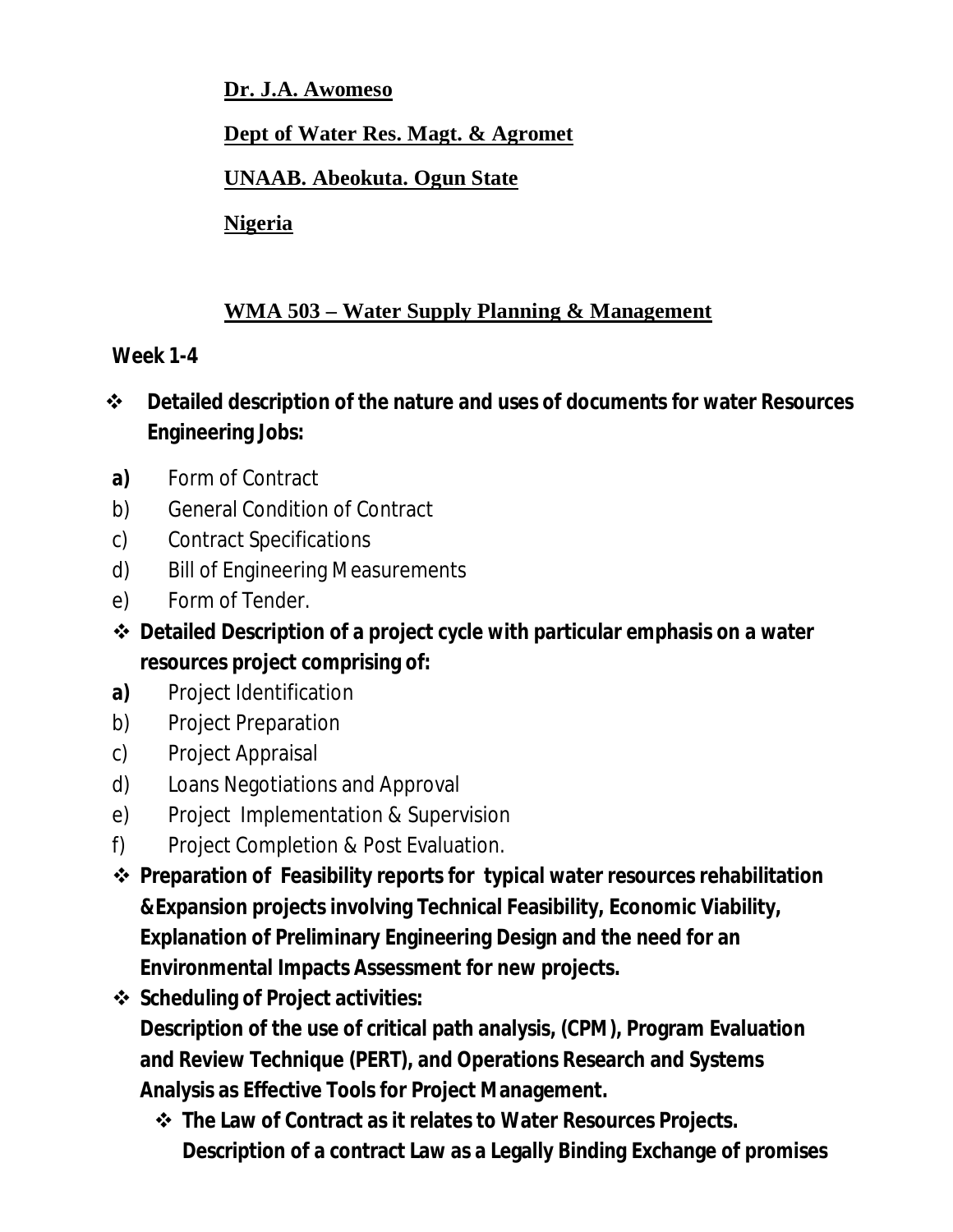**Dr. J.A. Awomeso**

**Dept of Water Res. Magt. & Agromet**

**UNAAB. Abeokuta. Ogun State**

**Nigeria**

## WMA 503 – Water Supply Planning & Management

**Week 1-4**

- **Detailed description of the nature and uses of documents for water Resources Engineering Jobs:**

**a)** Form of Contract
b) General Condition of Contract
c) Contract Specifications
d) Bill of Engineering Measurements
e) Form of Tender.

- **Detailed Description of a project cycle with particular emphasis on a water resources project comprising of:**

**a)** Project Identification
b) Project Preparation
c) Project Appraisal
d) Loans Negotiations and Approval
e) Project Implementation & Supervision
f) Project Completion & Post Evaluation.

- **Preparation of Feasibility reports for typical water resources rehabilitation &Expansion projects involving Technical Feasibility, Economic Viability, Explanation of Preliminary Engineering Design and the need for an Environmental Impacts Assessment for new projects.**
- **Scheduling of Project activities:**
  **Description of the use of critical path analysis, (CPM), Program Evaluation and Review Technique (PERT), and Operations Research and Systems Analysis as Effective Tools for Project Management.**
  - **The Law of Contract as it relates to Water Resources Projects. Description of a contract Law as a Legally Binding Exchange of promises**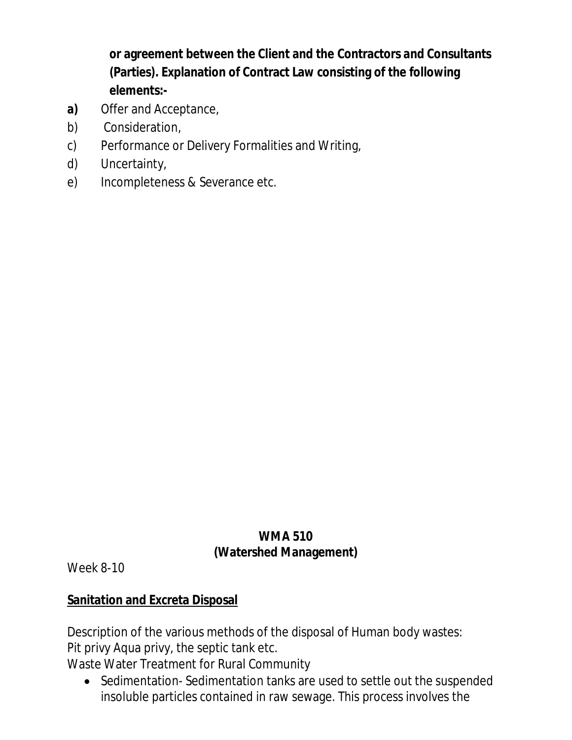**or agreement between the Client and the Contractors and Consultants (Parties). Explanation of Contract Law consisting of the following elements:-**

**a)** Offer and Acceptance,

b) Consideration,

c) Performance or Delivery Formalities and Writing,

d) Uncertainty,

e) Incompleteness & Severance etc.

**WMA 510**
**(Watershed Management)**

Week 8-10

**<u>Sanitation and Excreta Disposal</u>**

Description of the various methods of the disposal of Human body wastes:
Pit privy Aqua privy, the septic tank etc.
Waste Water Treatment for Rural Community

- Sedimentation- Sedimentation tanks are used to settle out the suspended insoluble particles contained in raw sewage. This process involves the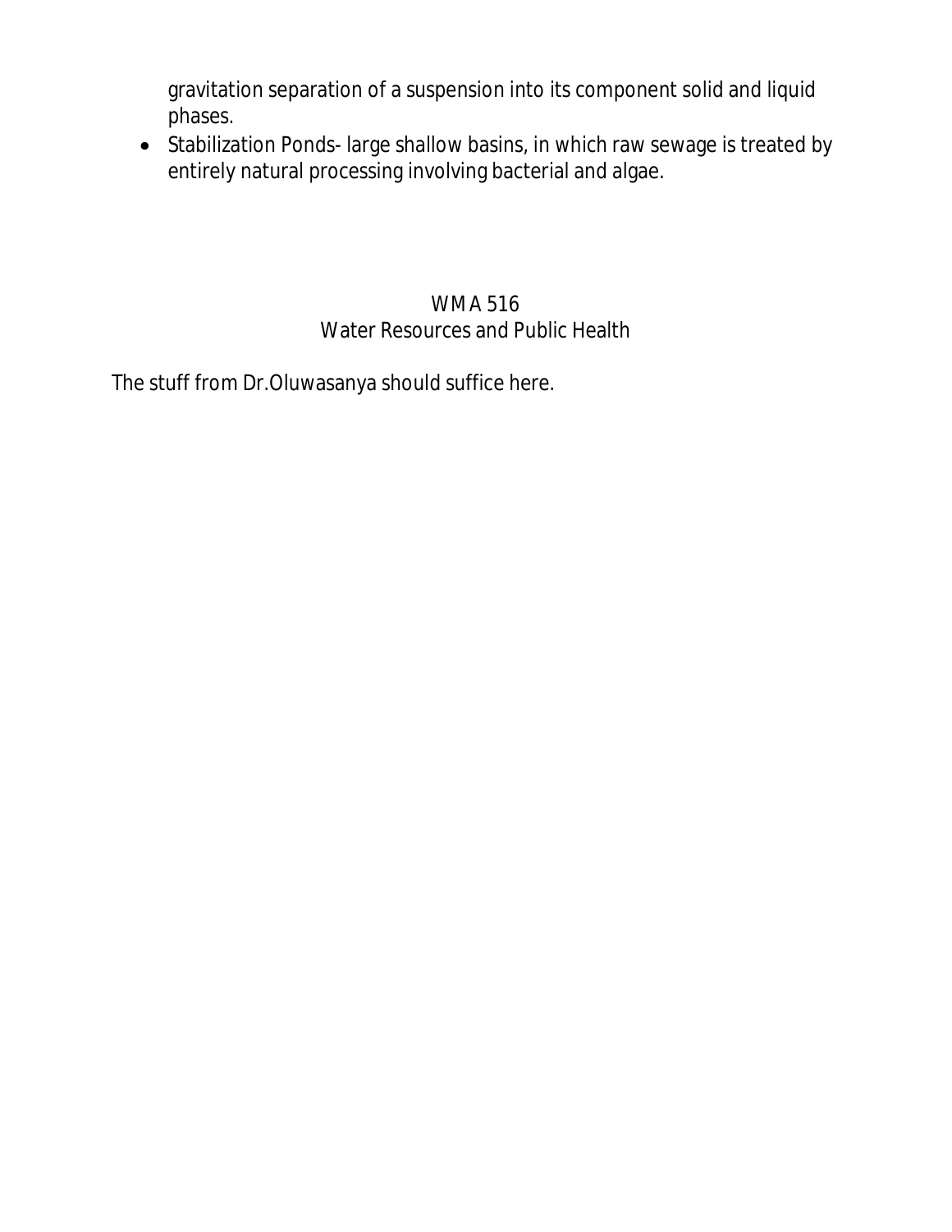gravitation separation of a suspension into its component solid and liquid phases.

- Stabilization Ponds- large shallow basins, in which raw sewage is treated by entirely natural processing involving bacterial and algae.

## WMA 516
## Water Resources and Public Health

The stuff from Dr.Oluwasanya should suffice here.